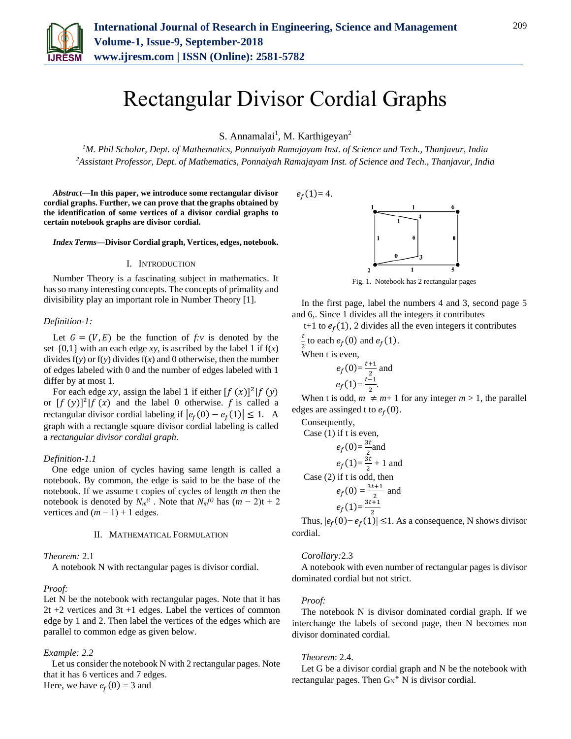# Rectangular Divisor Cordial Graphs

S. Annamalai[1], M. Karthigeyan[2]

[1]*M. Phil Scholar, Dept. of Mathematics, Ponnaiyah Ramajayam Inst. of Science and Tech., Thanjavur, India*
[2]*Assistant Professor, Dept. of Mathematics, Ponnaiyah Ramajayam Inst. of Science and Tech., Thanjavur, India*

***Abstract*—In this paper, we introduce some rectangular divisor cordial graphs. Further, we can prove that the graphs obtained by the identification of some vertices of a divisor cordial graphs to certain notebook graphs are divisor cordial.**

***Index Terms*—Divisor Cordial graph, Vertices, edges, notebook.**

## I. Introduction

Number Theory is a fascinating subject in mathematics. It has so many interesting concepts. The concepts of primality and divisibility play an important role in Number Theory [1].

*Definition-1:*

Let $G = (V, E)$ be the function of $f{:}v$ is denoted by the set $\{0,1\}$ with an each edge $xy$, is ascribed by the label 1 if f($x$) divides f($y$) or f($y$) divides f($x$) and 0 otherwise, then the number of edges labeled with 0 and the number of edges labeled with 1 differ by at most 1.

For each edge $xy$, assign the label 1 if either $[f\,(x)]^2|f\,(y)$ or $[f\,(y)]^2|f\,(x)$ and the label 0 otherwise. $f$ is called a rectangular divisor cordial labeling if $|e_f(0) - e_f(1)| \leq 1$. A graph with a rectangle square divisor cordial labeling is called a *rectangular divisor cordial graph*.

*Definition-1.1*

One edge union of cycles having same length is called a notebook. By common, the edge is said to be the base of the notebook. If we assume t copies of cycles of length $m$ then the notebook is denoted by $N_m^{(t}$ . Note that $N_m^{(t)}$ has $(m - 2)$t + 2 vertices and $(m - 1) + 1$ edges.

## II. Mathematical Formulation

*Theorem:* 2.1

A notebook N with rectangular pages is divisor cordial.

*Proof:*

Let N be the notebook with rectangular pages. Note that it has 2t +2 vertices and 3t +1 edges. Label the vertices of common edge by 1 and 2. Then label the vertices of the edges which are parallel to common edge as given below.

*Example: 2.2*

Let us consider the notebook N with 2 rectangular pages. Note that it has 6 vertices and 7 edges.

Here, we have $e_f(0) = 3$ and $e_f(1) = 4$.

Fig. 1. Notebook has 2 rectangular pages

In the first page, label the numbers 4 and 3, second page 5 and 6,. Since 1 divides all the integers it contributes t+1 to $e_f(1)$, 2 divides all the even integers it contributes $\frac{t}{2}$ to each $e_f(0)$ and $e_f(1)$.

When t is even,

$$e_f(0) = \frac{t+1}{2} \text{ and}$$

$$e_f(1) = \frac{t-1}{2}.$$

When t is odd, $m \neq m$+ 1 for any integer $m > 1$, the parallel edges are assinged t to $e_f(0)$.

Consequently,

Case (1) if t is even,

$$e_f(0) = \frac{3t}{2} \text{and}$$

$$e_f(1) = \frac{3t}{2} + 1 \text{ and}$$

Case (2) if t is odd, then

$$e_f(0) = \frac{3t+1}{2} \text{ and}$$

$$e_f(1) = \frac{3t+1}{2}$$

Thus, $|e_f(0) - e_f(1)| \leq 1$. As a consequence, N shows divisor cordial.

*Corollary:*2.3

A notebook with even number of rectangular pages is divisor dominated cordial but not strict.

*Proof:*

The notebook N is divisor dominated cordial graph. If we interchange the labels of second page, then N becomes non divisor dominated cordial.

*Theorem*: 2.4.

Let G be a divisor cordial graph and N be the notebook with rectangular pages. Then $G_N$* N is divisor cordial.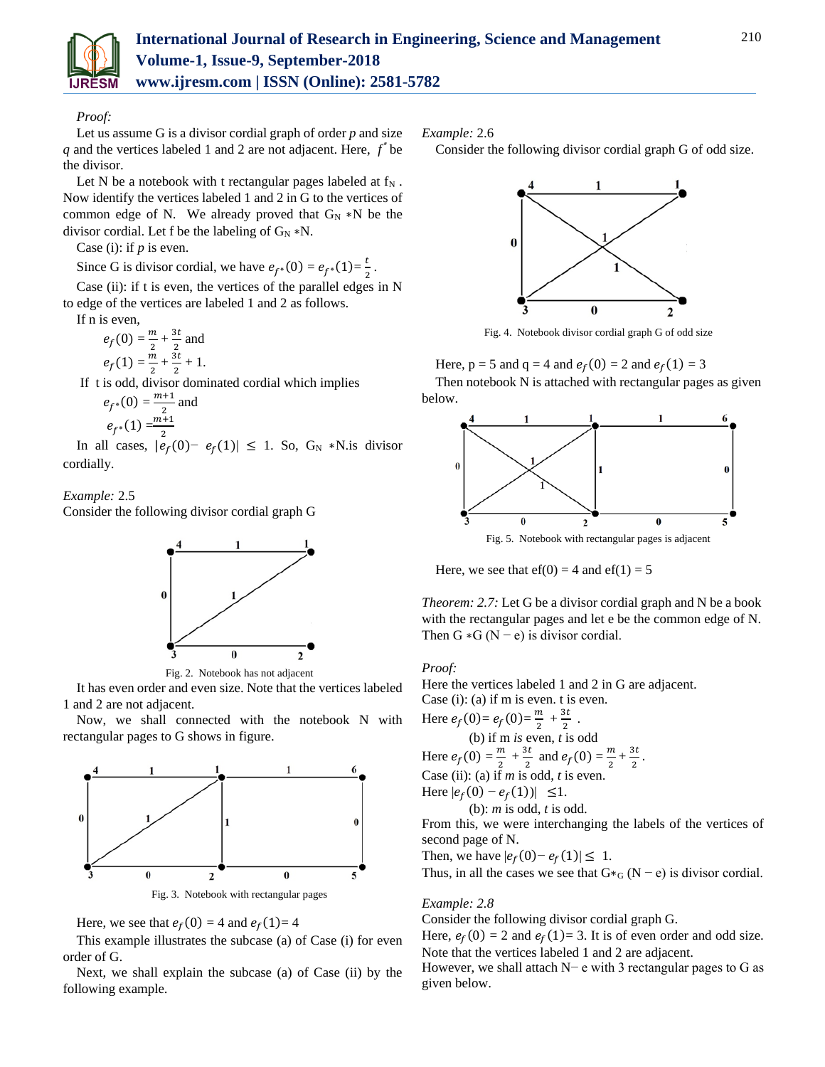*Proof:*

Let us assume G is a divisor cordial graph of order $p$ and size $q$ and the vertices labeled 1 and 2 are not adjacent. Here, $f^*$ be the divisor.

Let N be a notebook with t rectangular pages labeled at $f_N$ . Now identify the vertices labeled 1 and 2 in G to the vertices of common edge of N. We already proved that $G_N * N$ be the divisor cordial. Let f be the labeling of $G_N * N$.

Case (i): if $p$ is even.

Since G is divisor cordial, we have $e_{f^*}(0) = e_{f^*}(1) = \frac{t}{2}$ .

Case (ii): if t is even, the vertices of the parallel edges in N to edge of the vertices are labeled 1 and 2 as follows.

If n is even,

$$e_f(0) = \frac{m}{2} + \frac{3t}{2} \text{ and}$$

$$e_f(1) = \frac{m}{2} + \frac{3t}{2} + 1.$$

If t is odd, divisor dominated cordial which implies

$$e_{f^*}(0) = \frac{m+1}{2} \text{ and}$$

$$e_{f^*}(1) = \frac{m+1}{2}$$

In all cases, $|e_f(0) - e_f(1)| \leq 1$. So, $G_N * N$.is divisor cordially.

*Example:* 2.5

Consider the following divisor cordial graph G

Fig. 2. Notebook has not adjacent

It has even order and even size. Note that the vertices labeled 1 and 2 are not adjacent.

Now, we shall connected with the notebook N with rectangular pages to G shows in figure.

Fig. 3. Notebook with rectangular pages

Here, we see that $e_f(0) = 4$ and $e_f(1) = 4$

This example illustrates the subcase (a) of Case (i) for even order of G.

Next, we shall explain the subcase (a) of Case (ii) by the following example.

*Example:* 2.6

Consider the following divisor cordial graph G of odd size.

Fig. 4. Notebook divisor cordial graph G of odd size

Here, p = 5 and q = 4 and $e_f(0) = 2$ and $e_f(1) = 3$

Then notebook N is attached with rectangular pages as given below.

Fig. 5. Notebook with rectangular pages is adjacent

Here, we see that ef(0) = 4 and ef(1) = 5

*Theorem: 2.7:* Let G be a divisor cordial graph and N be a book with the rectangular pages and let e be the common edge of N. Then G $*$G (N − e) is divisor cordial.

*Proof:*

Here the vertices labeled 1 and 2 in G are adjacent.

Case (i): (a) if m is even. t is even.

Here $e_f(0) = e_f(0) = \frac{m}{2} + \frac{3t}{2}$ .

(b) if m *is* even, *t* is odd

Here $e_f(0) = \frac{m}{2} + \frac{3t}{2}$ and $e_f(0) = \frac{m}{2} + \frac{3t}{2}$.

Case (ii): (a) if *m* is odd, *t* is even.

Here $|e_f(0) - e_f(1))| \leq 1$.

(b): *m* is odd, *t* is odd.

From this, we were interchanging the labels of the vertices of second page of N.

Then, we have $|e_f(0) - e_f(1)| \leq 1$.

Thus, in all the cases we see that $G*_G (N - e)$ is divisor cordial.

*Example: 2.8*

Consider the following divisor cordial graph G.

Here, $e_f(0) = 2$ and $e_f(1) = 3$. It is of even order and odd size.

Note that the vertices labeled 1 and 2 are adjacent.

However, we shall attach N− e with 3 rectangular pages to G as given below.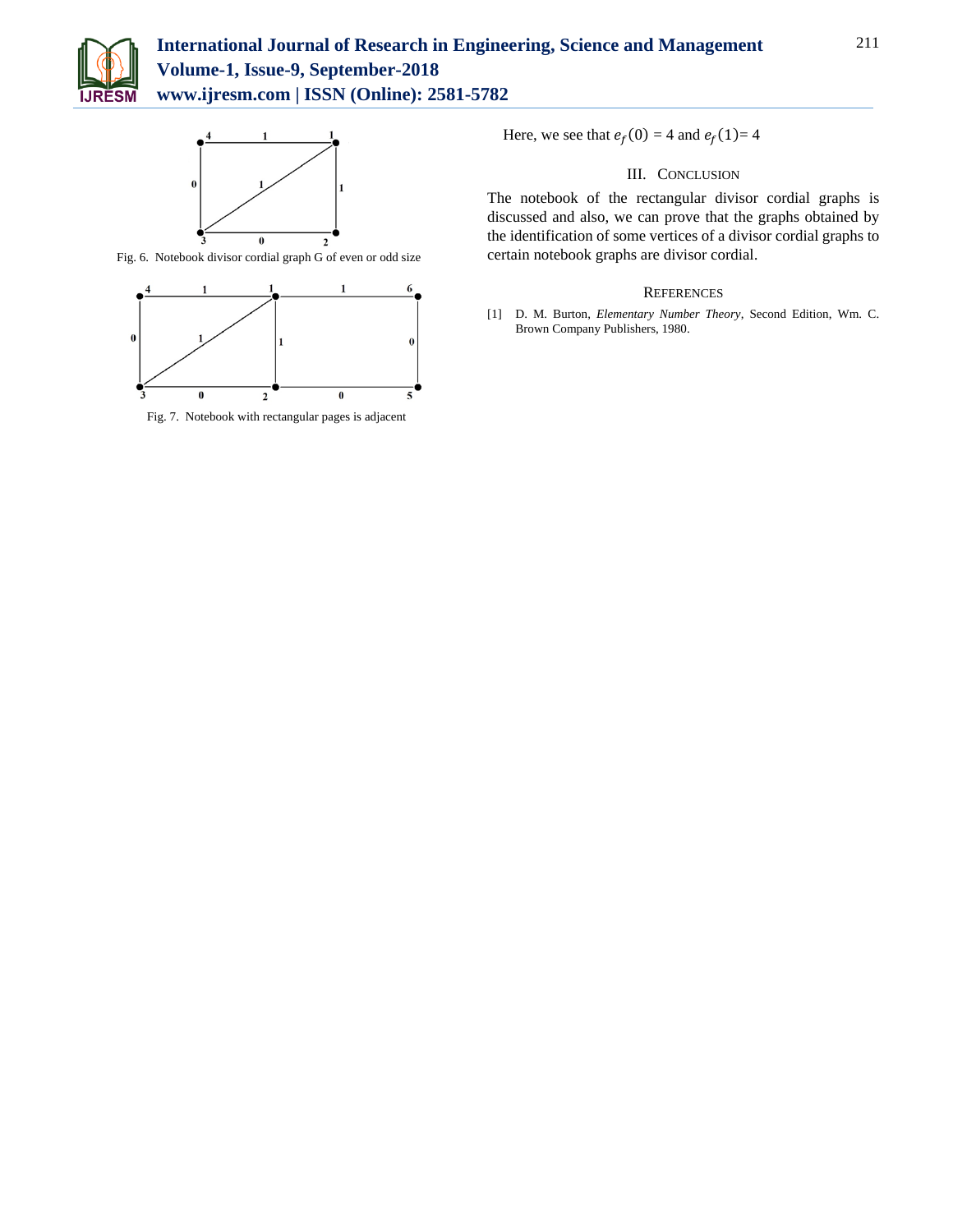4 1 1

0 1 1

3 0 2

Fig. 6. Notebook divisor cordial graph G of even or odd size

4 1 1 1 6

0 1 1 0

3 0 2 0 5

Fig. 7. Notebook with rectangular pages is adjacent

Here, we see that $e_f(0) = 4$ and $e_f(1) = 4$

## III. Conclusion

The notebook of the rectangular divisor cordial graphs is discussed and also, we can prove that the graphs obtained by the identification of some vertices of a divisor cordial graphs to certain notebook graphs are divisor cordial.

## References

[1] D. M. Burton, *Elementary Number Theory*, Second Edition, Wm. C. Brown Company Publishers, 1980.